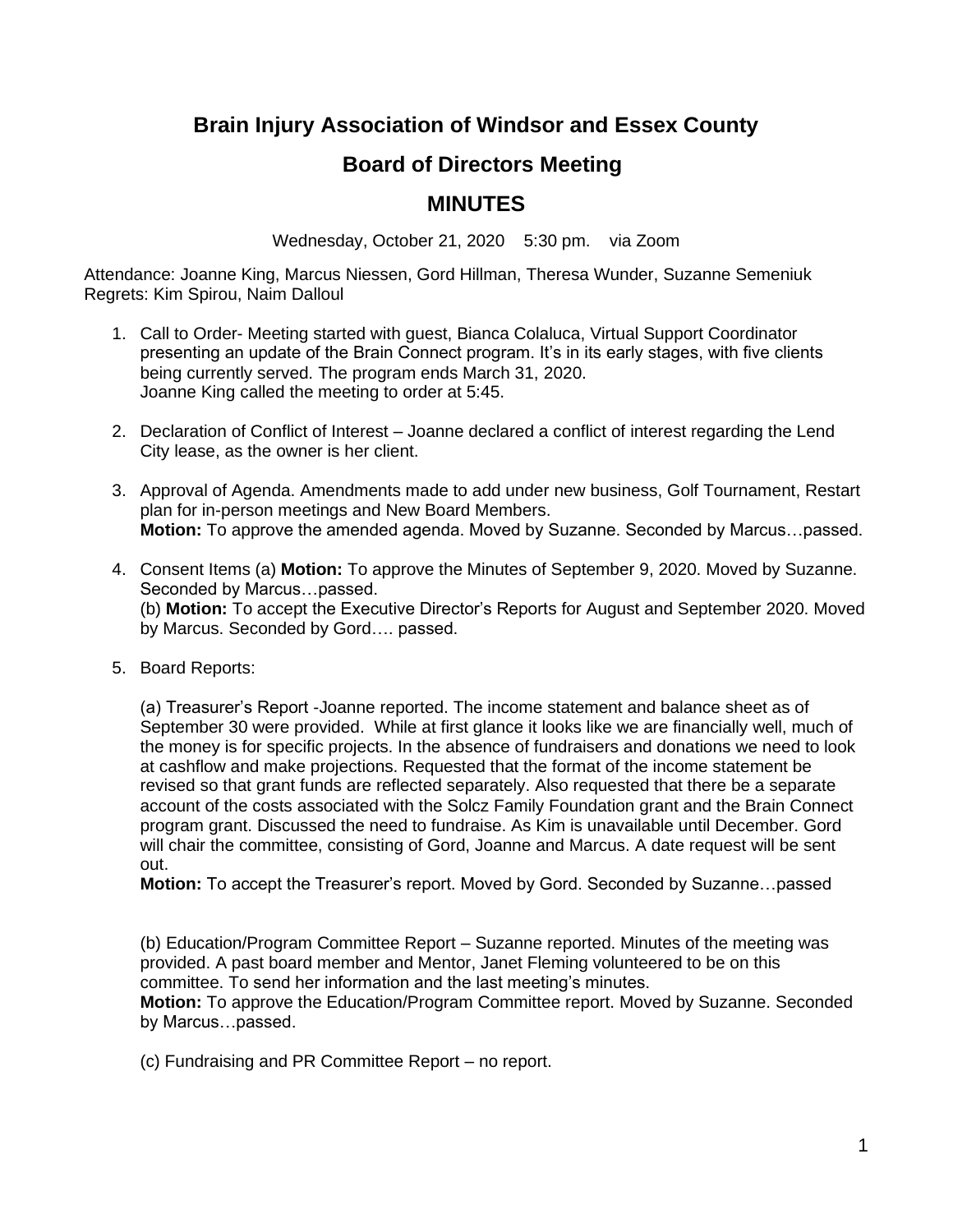# Brain Injury Association of Windsor and Essex County

## Board of Directors Meeting

## MINUTES

Wednesday, October 21, 2020 5:30 pm. via Zoom

Attendance: Joanne King, Marcus Niessen, Gord Hillman, Theresa Wunder, Suzanne Semeniuk
Regrets: Kim Spirou, Naim Dalloul

1. Call to Order- Meeting started with guest, Bianca Colaluca, Virtual Support Coordinator presenting an update of the Brain Connect program. It's in its early stages, with five clients being currently served. The program ends March 31, 2020.
   Joanne King called the meeting to order at 5:45.

2. Declaration of Conflict of Interest – Joanne declared a conflict of interest regarding the Lend City lease, as the owner is her client.

3. Approval of Agenda. Amendments made to add under new business, Golf Tournament, Restart plan for in-person meetings and New Board Members.
   **Motion:** To approve the amended agenda. Moved by Suzanne. Seconded by Marcus…passed.

4. Consent Items (a) **Motion:** To approve the Minutes of September 9, 2020. Moved by Suzanne. Seconded by Marcus…passed.
   (b) **Motion:** To accept the Executive Director's Reports for August and September 2020. Moved by Marcus. Seconded by Gord…. passed.

5. Board Reports:

   (a) Treasurer's Report -Joanne reported. The income statement and balance sheet as of September 30 were provided. While at first glance it looks like we are financially well, much of the money is for specific projects. In the absence of fundraisers and donations we need to look at cashflow and make projections. Requested that the format of the income statement be revised so that grant funds are reflected separately. Also requested that there be a separate account of the costs associated with the Solcz Family Foundation grant and the Brain Connect program grant. Discussed the need to fundraise. As Kim is unavailable until December. Gord will chair the committee, consisting of Gord, Joanne and Marcus. A date request will be sent out.
   **Motion:** To accept the Treasurer's report. Moved by Gord. Seconded by Suzanne…passed

   (b) Education/Program Committee Report – Suzanne reported. Minutes of the meeting was provided. A past board member and Mentor, Janet Fleming volunteered to be on this committee. To send her information and the last meeting's minutes.
   **Motion:** To approve the Education/Program Committee report. Moved by Suzanne. Seconded by Marcus…passed.

   (c) Fundraising and PR Committee Report – no report.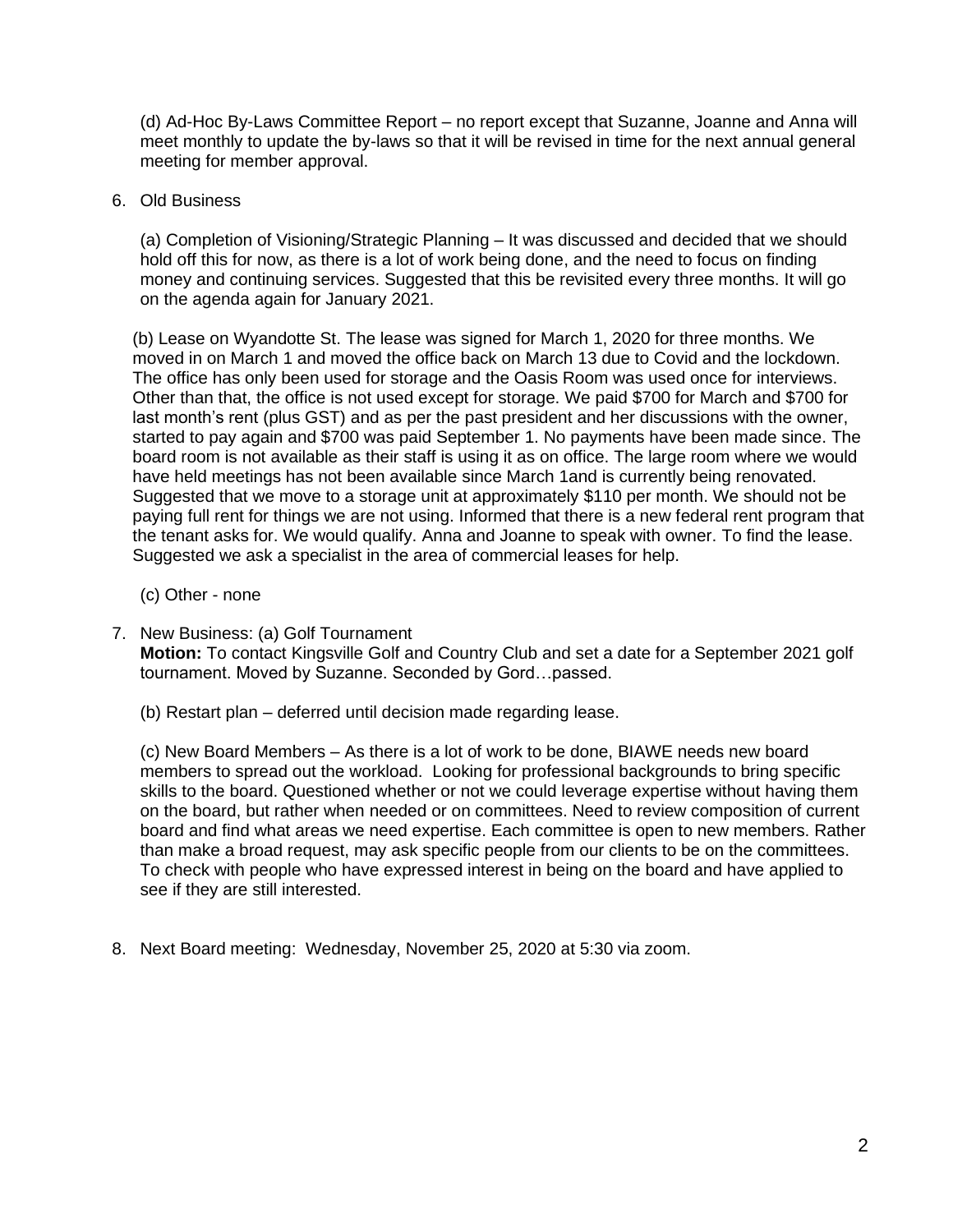(d) Ad-Hoc By-Laws Committee Report – no report except that Suzanne, Joanne and Anna will meet monthly to update the by-laws so that it will be revised in time for the next annual general meeting for member approval.

6. Old Business

   (a) Completion of Visioning/Strategic Planning – It was discussed and decided that we should hold off this for now, as there is a lot of work being done, and the need to focus on finding money and continuing services. Suggested that this be revisited every three months. It will go on the agenda again for January 2021.

   (b) Lease on Wyandotte St. The lease was signed for March 1, 2020 for three months. We moved in on March 1 and moved the office back on March 13 due to Covid and the lockdown. The office has only been used for storage and the Oasis Room was used once for interviews. Other than that, the office is not used except for storage. We paid $700 for March and $700 for last month's rent (plus GST) and as per the past president and her discussions with the owner, started to pay again and $700 was paid September 1. No payments have been made since. The board room is not available as their staff is using it as on office. The large room where we would have held meetings has not been available since March 1and is currently being renovated. Suggested that we move to a storage unit at approximately $110 per month. We should not be paying full rent for things we are not using. Informed that there is a new federal rent program that the tenant asks for. We would qualify. Anna and Joanne to speak with owner. To find the lease. Suggested we ask a specialist in the area of commercial leases for help.

   (c) Other - none

7. New Business: (a) Golf Tournament
   **Motion:** To contact Kingsville Golf and Country Club and set a date for a September 2021 golf tournament. Moved by Suzanne. Seconded by Gord…passed.

   (b) Restart plan – deferred until decision made regarding lease.

   (c) New Board Members – As there is a lot of work to be done, BIAWE needs new board members to spread out the workload. Looking for professional backgrounds to bring specific skills to the board. Questioned whether or not we could leverage expertise without having them on the board, but rather when needed or on committees. Need to review composition of current board and find what areas we need expertise. Each committee is open to new members. Rather than make a broad request, may ask specific people from our clients to be on the committees. To check with people who have expressed interest in being on the board and have applied to see if they are still interested.

8. Next Board meeting: Wednesday, November 25, 2020 at 5:30 via zoom.